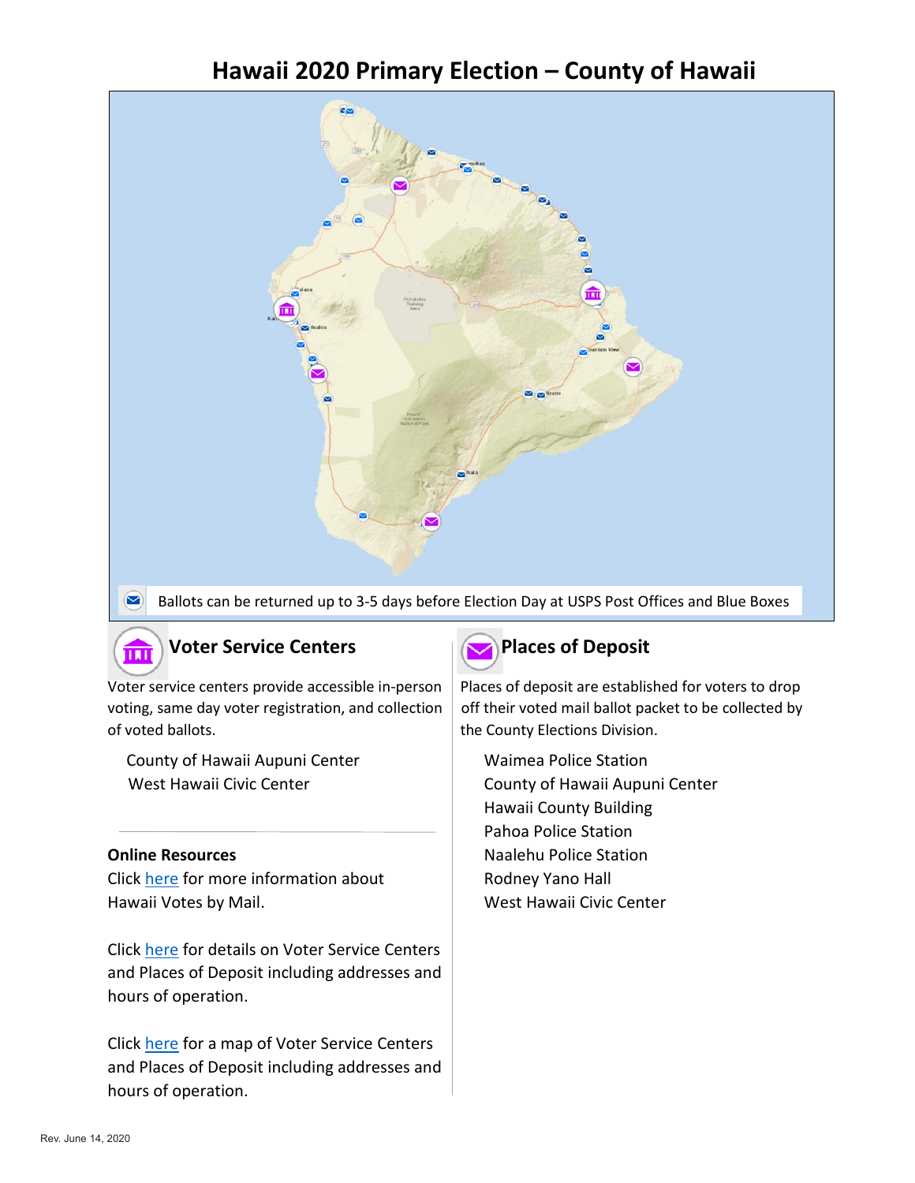# Hawaii 2020 Primary Election – County of Hawaii

Ballots can be returned up to 3-5 days before Election Day at USPS Post Offices and Blue Boxes

## Voter Service Centers

Voter service centers provide accessible in-person voting, same day voter registration, and collection of voted ballots.

County of Hawaii Aupuni Center
West Hawaii Civic Center

**Online Resources**

Click here for more information about Hawaii Votes by Mail.

Click here for details on Voter Service Centers and Places of Deposit including addresses and hours of operation.

Click here for a map of Voter Service Centers and Places of Deposit including addresses and hours of operation.

## Places of Deposit

Places of deposit are established for voters to drop off their voted mail ballot packet to be collected by the County Elections Division.

Waimea Police Station
County of Hawaii Aupuni Center
Hawaii County Building
Pahoa Police Station
Naalehu Police Station
Rodney Yano Hall
West Hawaii Civic Center

Rev. June 14, 2020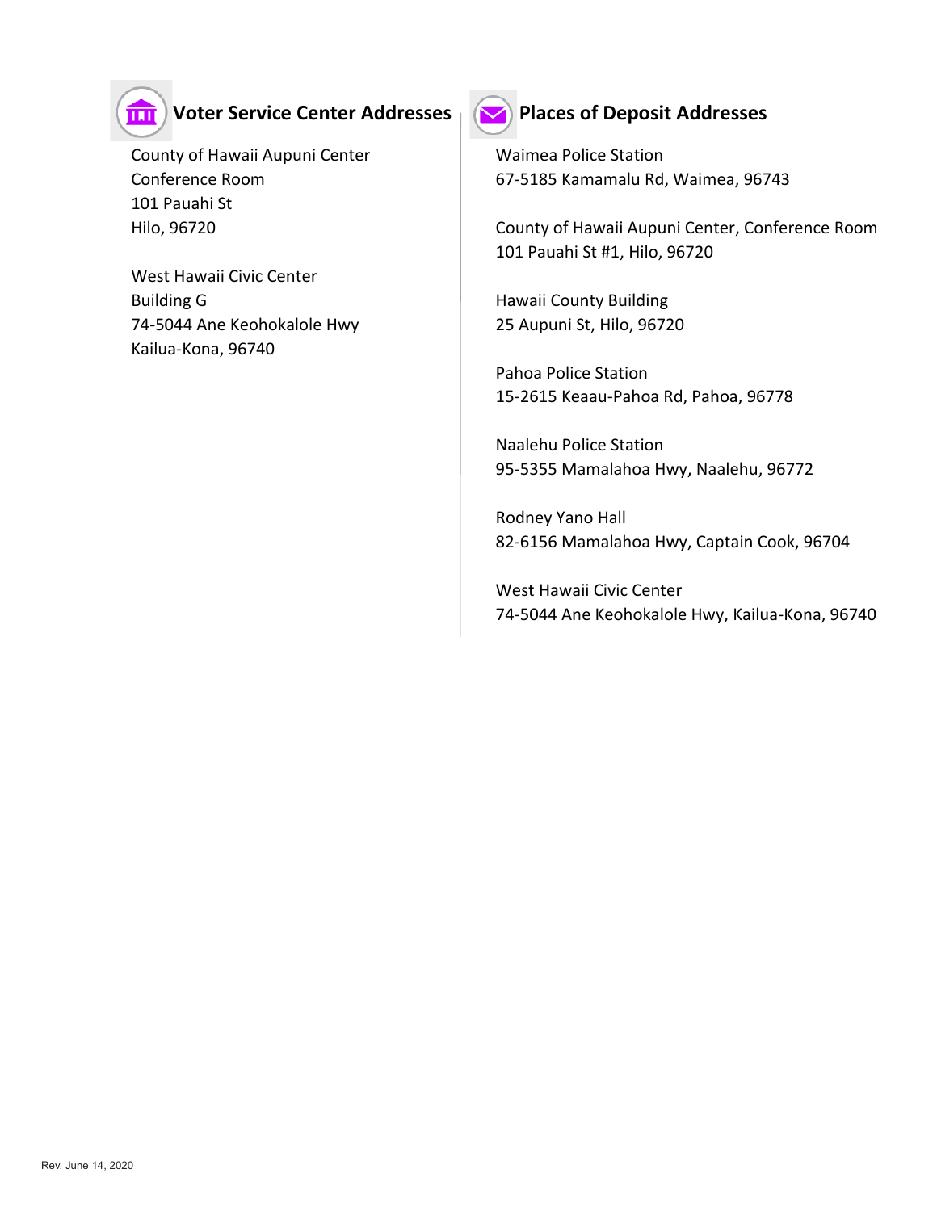## Voter Service Center Addresses

County of Hawaii Aupuni Center
Conference Room
101 Pauahi St
Hilo, 96720

West Hawaii Civic Center
Building G
74-5044 Ane Keohokalole Hwy
Kailua-Kona, 96740

## Places of Deposit Addresses

Waimea Police Station
67-5185 Kamamalu Rd, Waimea, 96743

County of Hawaii Aupuni Center, Conference Room
101 Pauahi St #1, Hilo, 96720

Hawaii County Building
25 Aupuni St, Hilo, 96720

Pahoa Police Station
15-2615 Keaau-Pahoa Rd, Pahoa, 96778

Naalehu Police Station
95-5355 Mamalahoa Hwy, Naalehu, 96772

Rodney Yano Hall
82-6156 Mamalahoa Hwy, Captain Cook, 96704

West Hawaii Civic Center
74-5044 Ane Keohokalole Hwy, Kailua-Kona, 96740

Rev. June 14, 2020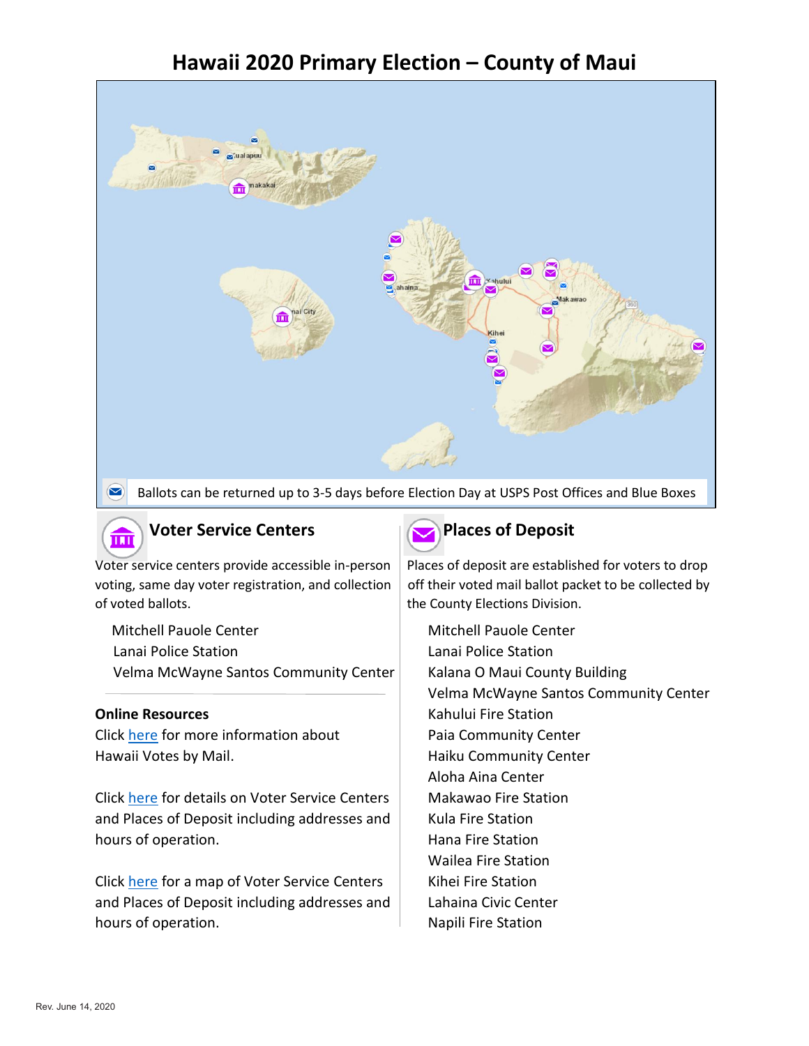# Hawaii 2020 Primary Election – County of Maui

Ballots can be returned up to 3-5 days before Election Day at USPS Post Offices and Blue Boxes

## Voter Service Centers

Voter service centers provide accessible in-person voting, same day voter registration, and collection of voted ballots.

- Mitchell Pauole Center
- Lanai Police Station
- Velma McWayne Santos Community Center

### Online Resources

Click here for more information about Hawaii Votes by Mail.

Click here for details on Voter Service Centers and Places of Deposit including addresses and hours of operation.

Click here for a map of Voter Service Centers and Places of Deposit including addresses and hours of operation.

## Places of Deposit

Places of deposit are established for voters to drop off their voted mail ballot packet to be collected by the County Elections Division.

- Mitchell Pauole Center
- Lanai Police Station
- Kalana O Maui County Building
- Velma McWayne Santos Community Center
- Kahului Fire Station
- Paia Community Center
- Haiku Community Center
- Aloha Aina Center
- Makawao Fire Station
- Kula Fire Station
- Hana Fire Station
- Wailea Fire Station
- Kihei Fire Station
- Lahaina Civic Center
- Napili Fire Station

Rev. June 14, 2020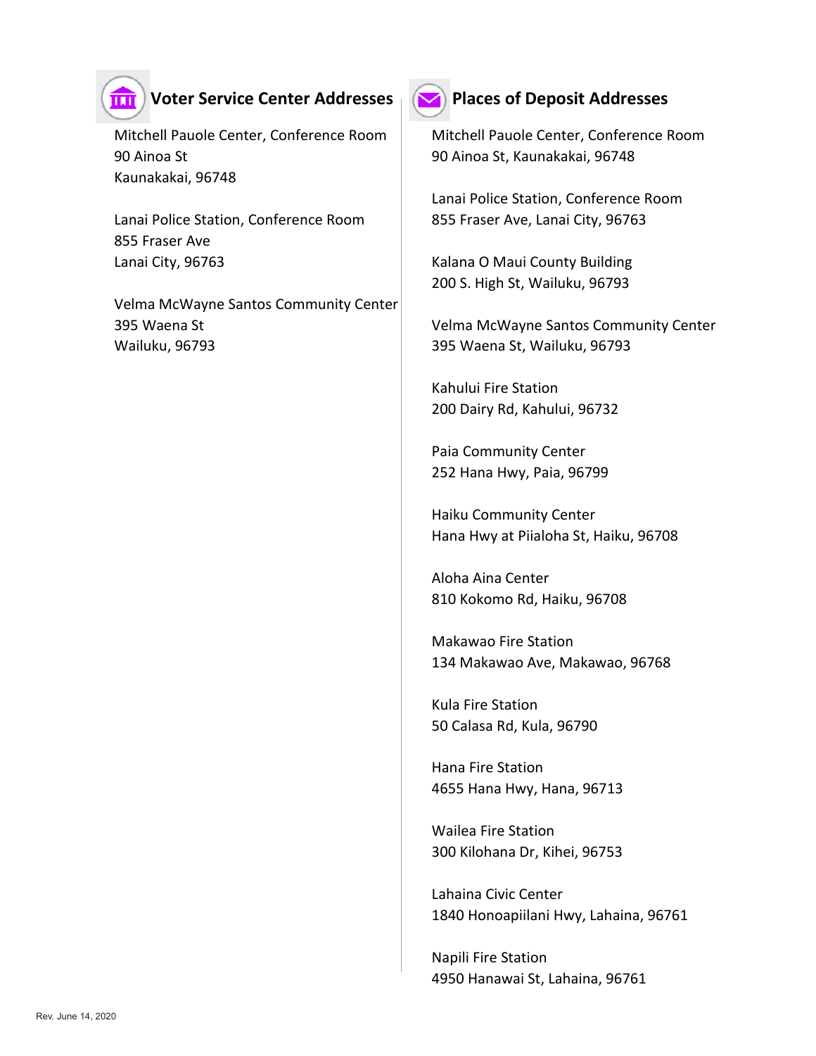## Voter Service Center Addresses

Mitchell Pauole Center, Conference Room
90 Ainoa St
Kaunakakai, 96748

Lanai Police Station, Conference Room
855 Fraser Ave
Lanai City, 96763

Velma McWayne Santos Community Center
395 Waena St
Wailuku, 96793

## Places of Deposit Addresses

Mitchell Pauole Center, Conference Room
90 Ainoa St, Kaunakakai, 96748

Lanai Police Station, Conference Room
855 Fraser Ave, Lanai City, 96763

Kalana O Maui County Building
200 S. High St, Wailuku, 96793

Velma McWayne Santos Community Center
395 Waena St, Wailuku, 96793

Kahului Fire Station
200 Dairy Rd, Kahului, 96732

Paia Community Center
252 Hana Hwy, Paia, 96799

Haiku Community Center
Hana Hwy at Piialoha St, Haiku, 96708

Aloha Aina Center
810 Kokomo Rd, Haiku, 96708

Makawao Fire Station
134 Makawao Ave, Makawao, 96768

Kula Fire Station
50 Calasa Rd, Kula, 96790

Hana Fire Station
4655 Hana Hwy, Hana, 96713

Wailea Fire Station
300 Kilohana Dr, Kihei, 96753

Lahaina Civic Center
1840 Honoapiilani Hwy, Lahaina, 96761

Napili Fire Station
4950 Hanawai St, Lahaina, 96761

Rev. June 14, 2020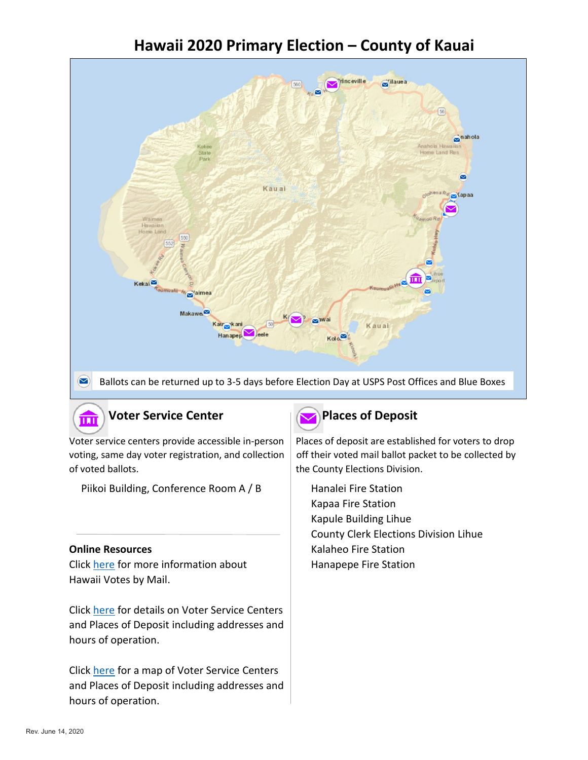# Hawaii 2020 Primary Election – County of Kauai

Ballots can be returned up to 3-5 days before Election Day at USPS Post Offices and Blue Boxes

## Voter Service Center

Voter service centers provide accessible in-person voting, same day voter registration, and collection of voted ballots.

Piikoi Building, Conference Room A / B

### Online Resources

Click here for more information about Hawaii Votes by Mail.

Click here for details on Voter Service Centers and Places of Deposit including addresses and hours of operation.

Click here for a map of Voter Service Centers and Places of Deposit including addresses and hours of operation.

## Places of Deposit

Places of deposit are established for voters to drop off their voted mail ballot packet to be collected by the County Elections Division.

- Hanalei Fire Station
- Kapaa Fire Station
- Kapule Building Lihue
- County Clerk Elections Division Lihue
- Kalaheo Fire Station
- Hanapepe Fire Station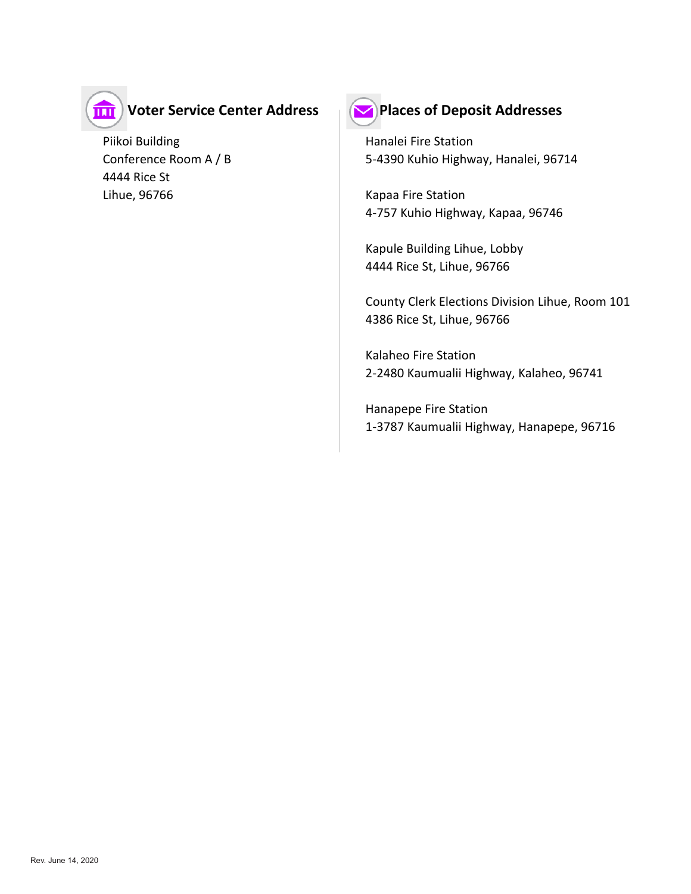## Voter Service Center Address

Piikoi Building
Conference Room A / B
4444 Rice St
Lihue, 96766

## Places of Deposit Addresses

Hanalei Fire Station
5-4390 Kuhio Highway, Hanalei, 96714

Kapaa Fire Station
4-757 Kuhio Highway, Kapaa, 96746

Kapule Building Lihue, Lobby
4444 Rice St, Lihue, 96766

County Clerk Elections Division Lihue, Room 101
4386 Rice St, Lihue, 96766

Kalaheo Fire Station
2-2480 Kaumualii Highway, Kalaheo, 96741

Hanapepe Fire Station
1-3787 Kaumualii Highway, Hanapepe, 96716

Rev. June 14, 2020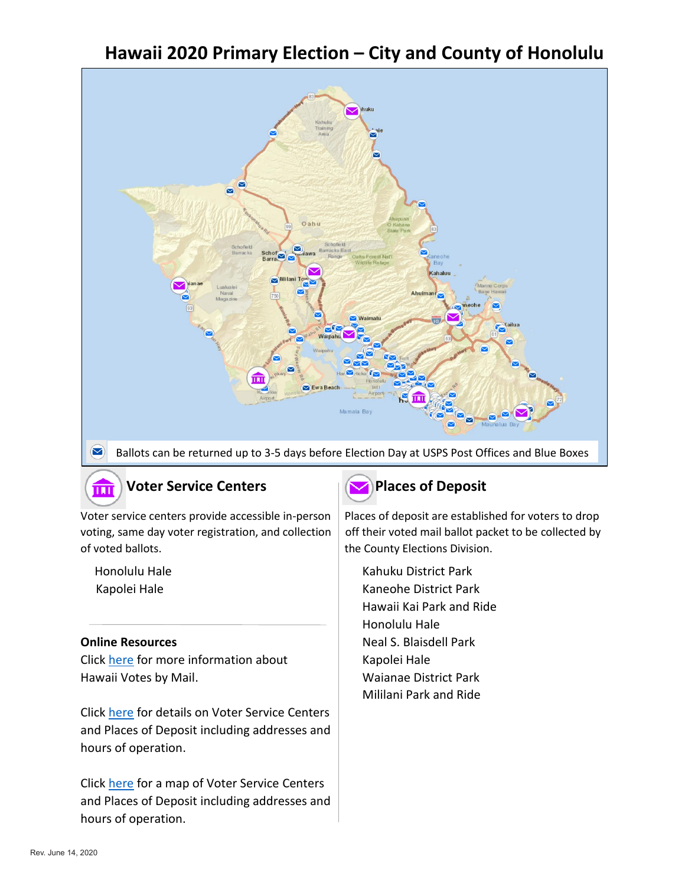# Hawaii 2020 Primary Election – City and County of Honolulu

Ballots can be returned up to 3-5 days before Election Day at USPS Post Offices and Blue Boxes

## Voter Service Centers

Voter service centers provide accessible in-person voting, same day voter registration, and collection of voted ballots.

- Honolulu Hale
- Kapolei Hale

### Online Resources

Click here for more information about Hawaii Votes by Mail.

Click here for details on Voter Service Centers and Places of Deposit including addresses and hours of operation.

Click here for a map of Voter Service Centers and Places of Deposit including addresses and hours of operation.

## Places of Deposit

Places of deposit are established for voters to drop off their voted mail ballot packet to be collected by the County Elections Division.

- Kahuku District Park
- Kaneohe District Park
- Hawaii Kai Park and Ride
- Honolulu Hale
- Neal S. Blaisdell Park
- Kapolei Hale
- Waianae District Park
- Mililani Park and Ride

Rev. June 14, 2020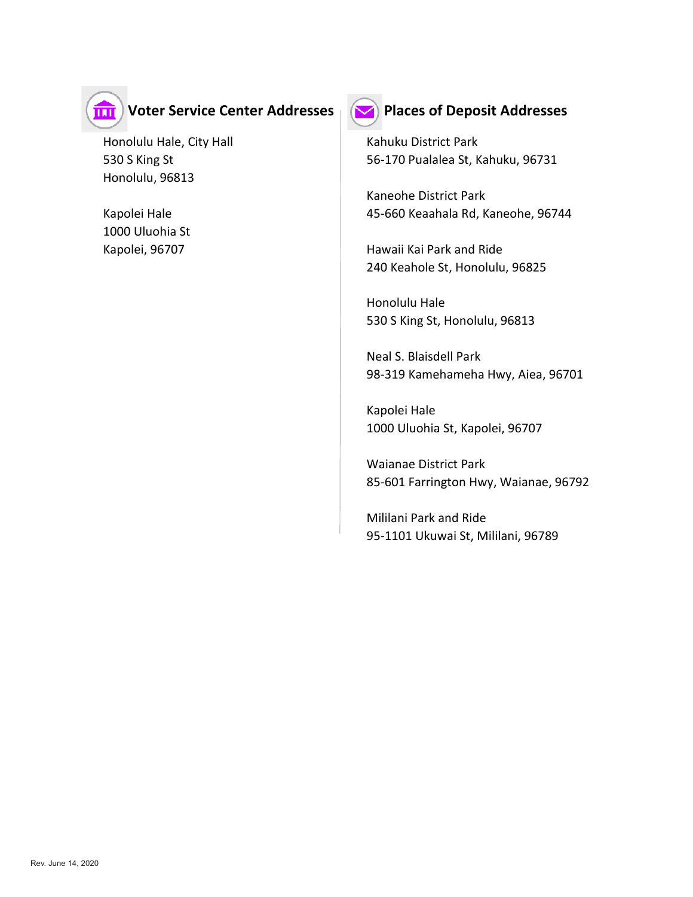## Voter Service Center Addresses

Honolulu Hale, City Hall
530 S King St
Honolulu, 96813

Kapolei Hale
1000 Uluohia St
Kapolei, 96707

## Places of Deposit Addresses

Kahuku District Park
56-170 Pualalea St, Kahuku, 96731

Kaneohe District Park
45-660 Keaahala Rd, Kaneohe, 96744

Hawaii Kai Park and Ride
240 Keahole St, Honolulu, 96825

Honolulu Hale
530 S King St, Honolulu, 96813

Neal S. Blaisdell Park
98-319 Kamehameha Hwy, Aiea, 96701

Kapolei Hale
1000 Uluohia St, Kapolei, 96707

Waianae District Park
85-601 Farrington Hwy, Waianae, 96792

Mililani Park and Ride
95-1101 Ukuwai St, Mililani, 96789

Rev. June 14, 2020